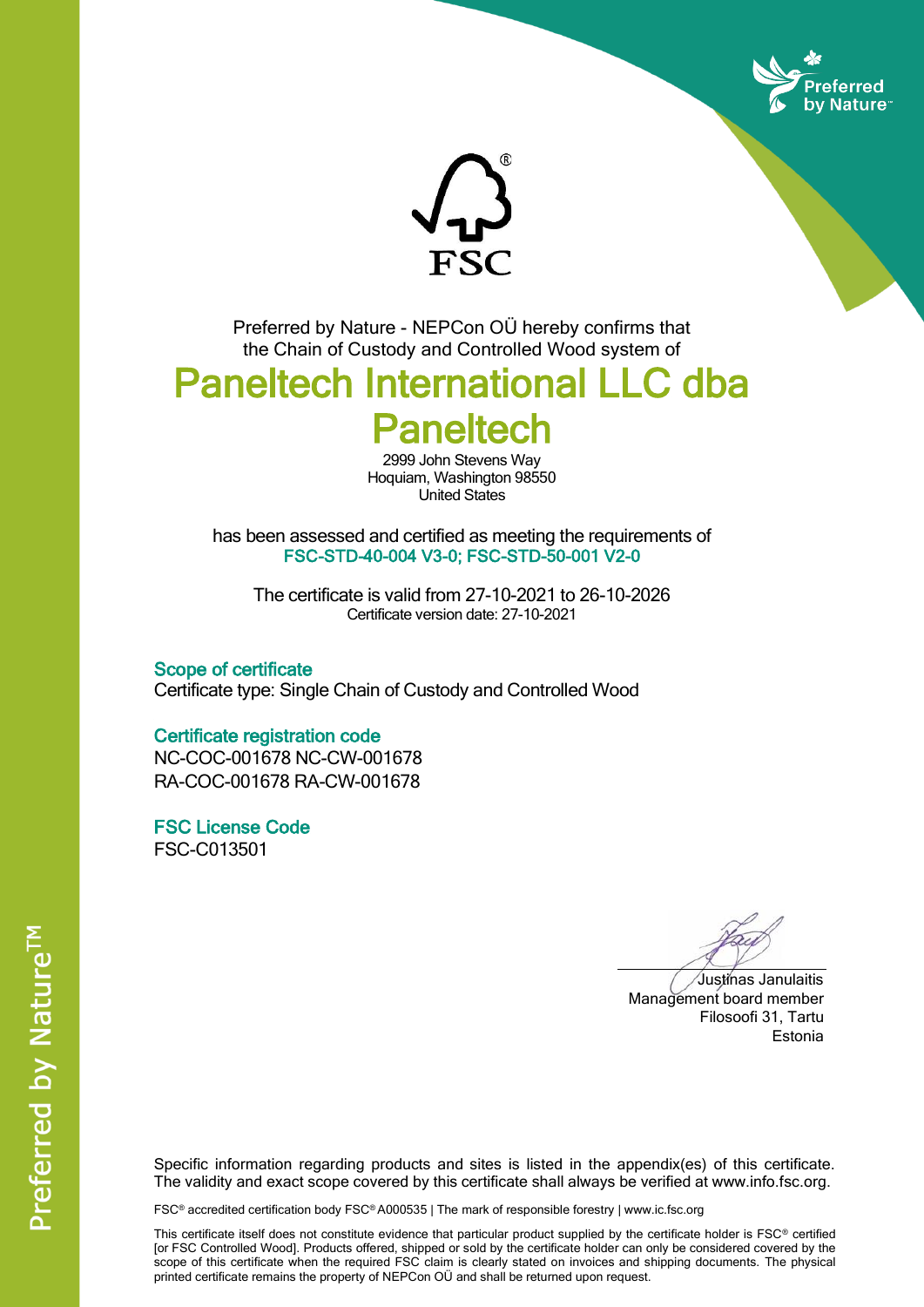Preferred by Nature - NEPCon OÜ hereby confirms that the Chain of Custody and Controlled Wood system of

# Paneltech International LLC dba Paneltech

2999 John Stevens Way
Hoquiam, Washington 98550
United States

has been assessed and certified as meeting the requirements of
**FSC-STD-40-004 V3-0; FSC-STD-50-001 V2-0**

The certificate is valid from 27-10-2021 to 26-10-2026
Certificate version date: 27-10-2021

## Scope of certificate

Certificate type: Single Chain of Custody and Controlled Wood

## Certificate registration code

NC-COC-001678 NC-CW-001678
RA-COC-001678 RA-CW-001678

## FSC License Code

FSC-C013501

Justinas Janulaitis
Management board member
Filosoofi 31, Tartu
Estonia

Specific information regarding products and sites is listed in the appendix(es) of this certificate. The validity and exact scope covered by this certificate shall always be verified at www.info.fsc.org.

FSC® accredited certification body FSC® A000535 | The mark of responsible forestry | www.ic.fsc.org

This certificate itself does not constitute evidence that particular product supplied by the certificate holder is FSC® certified [or FSC Controlled Wood]. Products offered, shipped or sold by the certificate holder can only be considered covered by the scope of this certificate when the required FSC claim is clearly stated on invoices and shipping documents. The physical printed certificate remains the property of NEPCon OÜ and shall be returned upon request.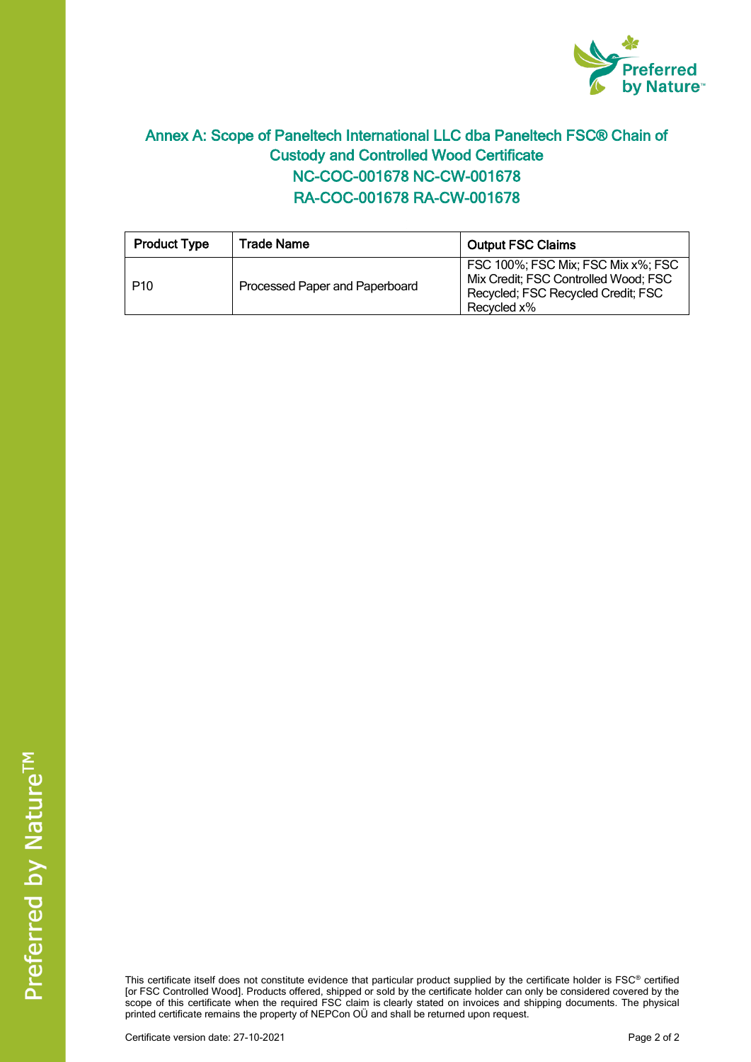## Annex A: Scope of Paneltech International LLC dba Paneltech FSC® Chain of Custody and Controlled Wood Certificate NC-COC-001678 NC-CW-001678 RA-COC-001678 RA-CW-001678

| Product Type | Trade Name | Output FSC Claims |
|---|---|---|
| P10 | Processed Paper and Paperboard | FSC 100%; FSC Mix; FSC Mix x%; FSC Mix Credit; FSC Controlled Wood; FSC Recycled; FSC Recycled Credit; FSC Recycled x% |

This certificate itself does not constitute evidence that particular product supplied by the certificate holder is FSC® certified [or FSC Controlled Wood]. Products offered, shipped or sold by the certificate holder can only be considered covered by the scope of this certificate when the required FSC claim is clearly stated on invoices and shipping documents. The physical printed certificate remains the property of NEPCon OÜ and shall be returned upon request.

Certificate version date: 27-10-2021